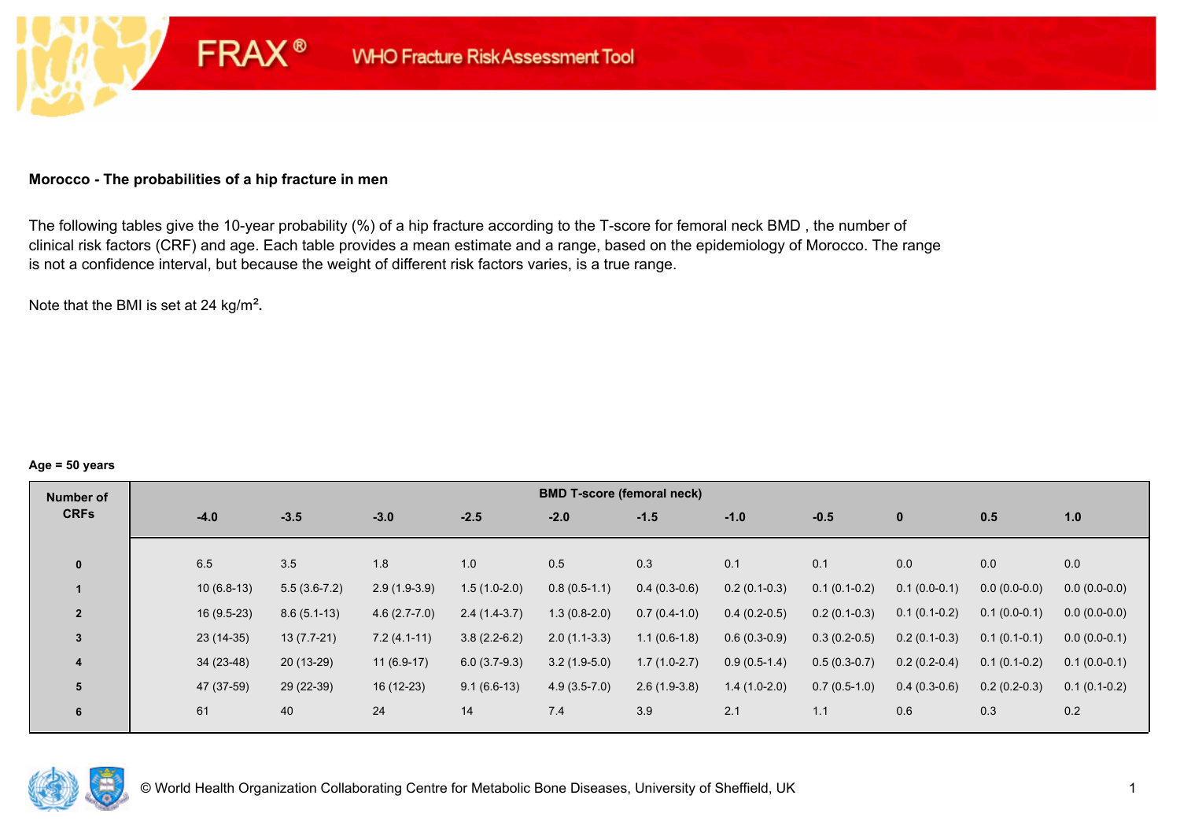FRAX® WHO Fracture Risk Assessment Tool

### Morocco - The probabilities of a hip fracture in men

The following tables give the 10-year probability (%) of a hip fracture according to the T-score for femoral neck BMD , the number of clinical risk factors (CRF) and age. Each table provides a mean estimate and a range, based on the epidemiology of Morocco. The range is not a confidence interval, but because the weight of different risk factors varies, is a true range.

Note that the BMI is set at 24 kg/m².

**Age = 50 years**

| Number of CRFs | BMD T-score (femoral neck) | | | | | | | | | | |
|---|---|---|---|---|---|---|---|---|---|---|---|
| | -4.0 | -3.5 | -3.0 | -2.5 | -2.0 | -1.5 | -1.0 | -0.5 | 0 | 0.5 | 1.0 |
| 0 | 6.5 | 3.5 | 1.8 | 1.0 | 0.5 | 0.3 | 0.1 | 0.1 | 0.0 | 0.0 | 0.0 |
| 1 | 10 (6.8-13) | 5.5 (3.6-7.2) | 2.9 (1.9-3.9) | 1.5 (1.0-2.0) | 0.8 (0.5-1.1) | 0.4 (0.3-0.6) | 0.2 (0.1-0.3) | 0.1 (0.1-0.2) | 0.1 (0.0-0.1) | 0.0 (0.0-0.0) | 0.0 (0.0-0.0) |
| 2 | 16 (9.5-23) | 8.6 (5.1-13) | 4.6 (2.7-7.0) | 2.4 (1.4-3.7) | 1.3 (0.8-2.0) | 0.7 (0.4-1.0) | 0.4 (0.2-0.5) | 0.2 (0.1-0.3) | 0.1 (0.1-0.2) | 0.1 (0.0-0.1) | 0.0 (0.0-0.0) |
| 3 | 23 (14-35) | 13 (7.7-21) | 7.2 (4.1-11) | 3.8 (2.2-6.2) | 2.0 (1.1-3.3) | 1.1 (0.6-1.8) | 0.6 (0.3-0.9) | 0.3 (0.2-0.5) | 0.2 (0.1-0.3) | 0.1 (0.1-0.1) | 0.0 (0.0-0.1) |
| 4 | 34 (23-48) | 20 (13-29) | 11 (6.9-17) | 6.0 (3.7-9.3) | 3.2 (1.9-5.0) | 1.7 (1.0-2.7) | 0.9 (0.5-1.4) | 0.5 (0.3-0.7) | 0.2 (0.2-0.4) | 0.1 (0.1-0.2) | 0.1 (0.0-0.1) |
| 5 | 47 (37-59) | 29 (22-39) | 16 (12-23) | 9.1 (6.6-13) | 4.9 (3.5-7.0) | 2.6 (1.9-3.8) | 1.4 (1.0-2.0) | 0.7 (0.5-1.0) | 0.4 (0.3-0.6) | 0.2 (0.2-0.3) | 0.1 (0.1-0.2) |
| 6 | 61 | 40 | 24 | 14 | 7.4 | 3.9 | 2.1 | 1.1 | 0.6 | 0.3 | 0.2 |

© World Health Organization Collaborating Centre for Metabolic Bone Diseases, University of Sheffield, UK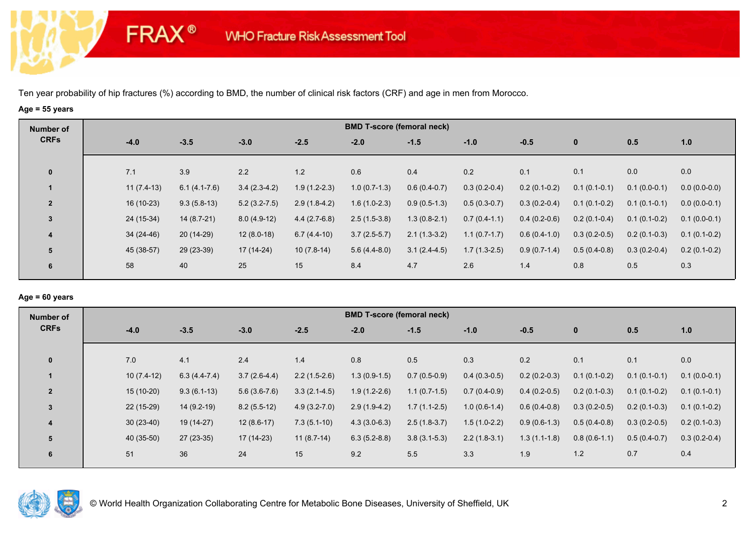FRAX® WHO Fracture Risk Assessment Tool

Ten year probability of hip fractures (%) according to BMD, the number of clinical risk factors (CRF) and age in men from Morocco.

**Age = 55 years**

| Number of CRFs | BMD T-score (femoral neck) | | | | | | | | | | |
|---|---|---|---|---|---|---|---|---|---|---|---|
| | -4.0 | -3.5 | -3.0 | -2.5 | -2.0 | -1.5 | -1.0 | -0.5 | 0 | 0.5 | 1.0 |
| 0 | 7.1 | 3.9 | 2.2 | 1.2 | 0.6 | 0.4 | 0.2 | 0.1 | 0.1 | 0.0 | 0.0 |
| 1 | 11 (7.4-13) | 6.1 (4.1-7.6) | 3.4 (2.3-4.2) | 1.9 (1.2-2.3) | 1.0 (0.7-1.3) | 0.6 (0.4-0.7) | 0.3 (0.2-0.4) | 0.2 (0.1-0.2) | 0.1 (0.1-0.1) | 0.1 (0.0-0.1) | 0.0 (0.0-0.0) |
| 2 | 16 (10-23) | 9.3 (5.8-13) | 5.2 (3.2-7.5) | 2.9 (1.8-4.2) | 1.6 (1.0-2.3) | 0.9 (0.5-1.3) | 0.5 (0.3-0.7) | 0.3 (0.2-0.4) | 0.1 (0.1-0.2) | 0.1 (0.1-0.1) | 0.0 (0.0-0.1) |
| 3 | 24 (15-34) | 14 (8.7-21) | 8.0 (4.9-12) | 4.4 (2.7-6.8) | 2.5 (1.5-3.8) | 1.3 (0.8-2.1) | 0.7 (0.4-1.1) | 0.4 (0.2-0.6) | 0.2 (0.1-0.4) | 0.1 (0.1-0.2) | 0.1 (0.0-0.1) |
| 4 | 34 (24-46) | 20 (14-29) | 12 (8.0-18) | 6.7 (4.4-10) | 3.7 (2.5-5.7) | 2.1 (1.3-3.2) | 1.1 (0.7-1.7) | 0.6 (0.4-1.0) | 0.3 (0.2-0.5) | 0.2 (0.1-0.3) | 0.1 (0.1-0.2) |
| 5 | 45 (38-57) | 29 (23-39) | 17 (14-24) | 10 (7.8-14) | 5.6 (4.4-8.0) | 3.1 (2.4-4.5) | 1.7 (1.3-2.5) | 0.9 (0.7-1.4) | 0.5 (0.4-0.8) | 0.3 (0.2-0.4) | 0.2 (0.1-0.2) |
| 6 | 58 | 40 | 25 | 15 | 8.4 | 4.7 | 2.6 | 1.4 | 0.8 | 0.5 | 0.3 |

**Age = 60 years**

| Number of CRFs | BMD T-score (femoral neck) | | | | | | | | | | |
|---|---|---|---|---|---|---|---|---|---|---|---|
| | -4.0 | -3.5 | -3.0 | -2.5 | -2.0 | -1.5 | -1.0 | -0.5 | 0 | 0.5 | 1.0 |
| 0 | 7.0 | 4.1 | 2.4 | 1.4 | 0.8 | 0.5 | 0.3 | 0.2 | 0.1 | 0.1 | 0.0 |
| 1 | 10 (7.4-12) | 6.3 (4.4-7.4) | 3.7 (2.6-4.4) | 2.2 (1.5-2.6) | 1.3 (0.9-1.5) | 0.7 (0.5-0.9) | 0.4 (0.3-0.5) | 0.2 (0.2-0.3) | 0.1 (0.1-0.2) | 0.1 (0.1-0.1) | 0.1 (0.0-0.1) |
| 2 | 15 (10-20) | 9.3 (6.1-13) | 5.6 (3.6-7.6) | 3.3 (2.1-4.5) | 1.9 (1.2-2.6) | 1.1 (0.7-1.5) | 0.7 (0.4-0.9) | 0.4 (0.2-0.5) | 0.2 (0.1-0.3) | 0.1 (0.1-0.2) | 0.1 (0.1-0.1) |
| 3 | 22 (15-29) | 14 (9.2-19) | 8.2 (5.5-12) | 4.9 (3.2-7.0) | 2.9 (1.9-4.2) | 1.7 (1.1-2.5) | 1.0 (0.6-1.4) | 0.6 (0.4-0.8) | 0.3 (0.2-0.5) | 0.2 (0.1-0.3) | 0.1 (0.1-0.2) |
| 4 | 30 (23-40) | 19 (14-27) | 12 (8.6-17) | 7.3 (5.1-10) | 4.3 (3.0-6.3) | 2.5 (1.8-3.7) | 1.5 (1.0-2.2) | 0.9 (0.6-1.3) | 0.5 (0.4-0.8) | 0.3 (0.2-0.5) | 0.2 (0.1-0.3) |
| 5 | 40 (35-50) | 27 (23-35) | 17 (14-23) | 11 (8.7-14) | 6.3 (5.2-8.8) | 3.8 (3.1-5.3) | 2.2 (1.8-3.1) | 1.3 (1.1-1.8) | 0.8 (0.6-1.1) | 0.5 (0.4-0.7) | 0.3 (0.2-0.4) |
| 6 | 51 | 36 | 24 | 15 | 9.2 | 5.5 | 3.3 | 1.9 | 1.2 | 0.7 | 0.4 |

© World Health Organization Collaborating Centre for Metabolic Bone Diseases, University of Sheffield, UK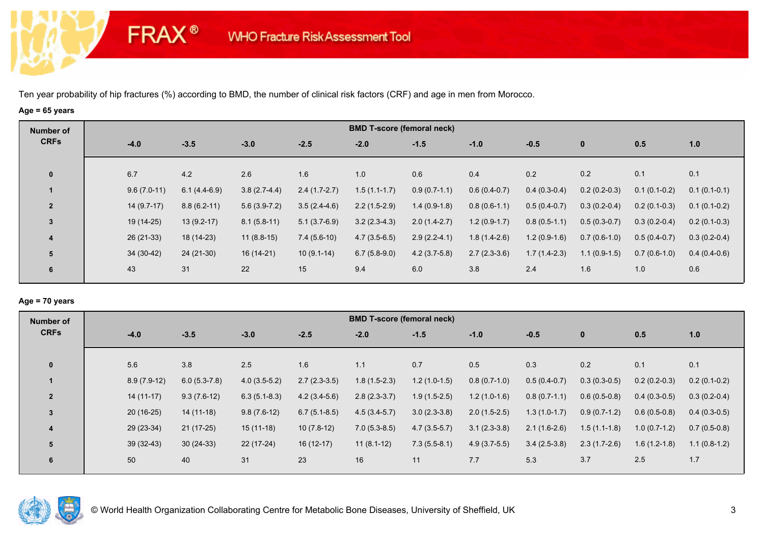Ten year probability of hip fractures (%) according to BMD, the number of clinical risk factors (CRF) and age in men from Morocco.

**Age = 65 years**

| Number of CRFs | BMD T-score (femoral neck) | | | | | | | | | | |
|---|---|---|---|---|---|---|---|---|---|---|---|
| | -4.0 | -3.5 | -3.0 | -2.5 | -2.0 | -1.5 | -1.0 | -0.5 | 0 | 0.5 | 1.0 |
| 0 | 6.7 | 4.2 | 2.6 | 1.6 | 1.0 | 0.6 | 0.4 | 0.2 | 0.2 | 0.1 | 0.1 |
| 1 | 9.6 (7.0-11) | 6.1 (4.4-6.9) | 3.8 (2.7-4.4) | 2.4 (1.7-2.7) | 1.5 (1.1-1.7) | 0.9 (0.7-1.1) | 0.6 (0.4-0.7) | 0.4 (0.3-0.4) | 0.2 (0.2-0.3) | 0.1 (0.1-0.2) | 0.1 (0.1-0.1) |
| 2 | 14 (9.7-17) | 8.8 (6.2-11) | 5.6 (3.9-7.2) | 3.5 (2.4-4.6) | 2.2 (1.5-2.9) | 1.4 (0.9-1.8) | 0.8 (0.6-1.1) | 0.5 (0.4-0.7) | 0.3 (0.2-0.4) | 0.2 (0.1-0.3) | 0.1 (0.1-0.2) |
| 3 | 19 (14-25) | 13 (9.2-17) | 8.1 (5.8-11) | 5.1 (3.7-6.9) | 3.2 (2.3-4.3) | 2.0 (1.4-2.7) | 1.2 (0.9-1.7) | 0.8 (0.5-1.1) | 0.5 (0.3-0.7) | 0.3 (0.2-0.4) | 0.2 (0.1-0.3) |
| 4 | 26 (21-33) | 18 (14-23) | 11 (8.8-15) | 7.4 (5.6-10) | 4.7 (3.5-6.5) | 2.9 (2.2-4.1) | 1.8 (1.4-2.6) | 1.2 (0.9-1.6) | 0.7 (0.6-1.0) | 0.5 (0.4-0.7) | 0.3 (0.2-0.4) |
| 5 | 34 (30-42) | 24 (21-30) | 16 (14-21) | 10 (9.1-14) | 6.7 (5.8-9.0) | 4.2 (3.7-5.8) | 2.7 (2.3-3.6) | 1.7 (1.4-2.3) | 1.1 (0.9-1.5) | 0.7 (0.6-1.0) | 0.4 (0.4-0.6) |
| 6 | 43 | 31 | 22 | 15 | 9.4 | 6.0 | 3.8 | 2.4 | 1.6 | 1.0 | 0.6 |

**Age = 70 years**

| Number of CRFs | BMD T-score (femoral neck) | | | | | | | | | | |
|---|---|---|---|---|---|---|---|---|---|---|---|
| | -4.0 | -3.5 | -3.0 | -2.5 | -2.0 | -1.5 | -1.0 | -0.5 | 0 | 0.5 | 1.0 |
| 0 | 5.6 | 3.8 | 2.5 | 1.6 | 1.1 | 0.7 | 0.5 | 0.3 | 0.2 | 0.1 | 0.1 |
| 1 | 8.9 (7.9-12) | 6.0 (5.3-7.8) | 4.0 (3.5-5.2) | 2.7 (2.3-3.5) | 1.8 (1.5-2.3) | 1.2 (1.0-1.5) | 0.8 (0.7-1.0) | 0.5 (0.4-0.7) | 0.3 (0.3-0.5) | 0.2 (0.2-0.3) | 0.2 (0.1-0.2) |
| 2 | 14 (11-17) | 9.3 (7.6-12) | 6.3 (5.1-8.3) | 4.2 (3.4-5.6) | 2.8 (2.3-3.7) | 1.9 (1.5-2.5) | 1.2 (1.0-1.6) | 0.8 (0.7-1.1) | 0.6 (0.5-0.8) | 0.4 (0.3-0.5) | 0.3 (0.2-0.4) |
| 3 | 20 (16-25) | 14 (11-18) | 9.8 (7.6-12) | 6.7 (5.1-8.5) | 4.5 (3.4-5.7) | 3.0 (2.3-3.8) | 2.0 (1.5-2.5) | 1.3 (1.0-1.7) | 0.9 (0.7-1.2) | 0.6 (0.5-0.8) | 0.4 (0.3-0.5) |
| 4 | 29 (23-34) | 21 (17-25) | 15 (11-18) | 10 (7.8-12) | 7.0 (5.3-8.5) | 4.7 (3.5-5.7) | 3.1 (2.3-3.8) | 2.1 (1.6-2.6) | 1.5 (1.1-1.8) | 1.0 (0.7-1.2) | 0.7 (0.5-0.8) |
| 5 | 39 (32-43) | 30 (24-33) | 22 (17-24) | 16 (12-17) | 11 (8.1-12) | 7.3 (5.5-8.1) | 4.9 (3.7-5.5) | 3.4 (2.5-3.8) | 2.3 (1.7-2.6) | 1.6 (1.2-1.8) | 1.1 (0.8-1.2) |
| 6 | 50 | 40 | 31 | 23 | 16 | 11 | 7.7 | 5.3 | 3.7 | 2.5 | 1.7 |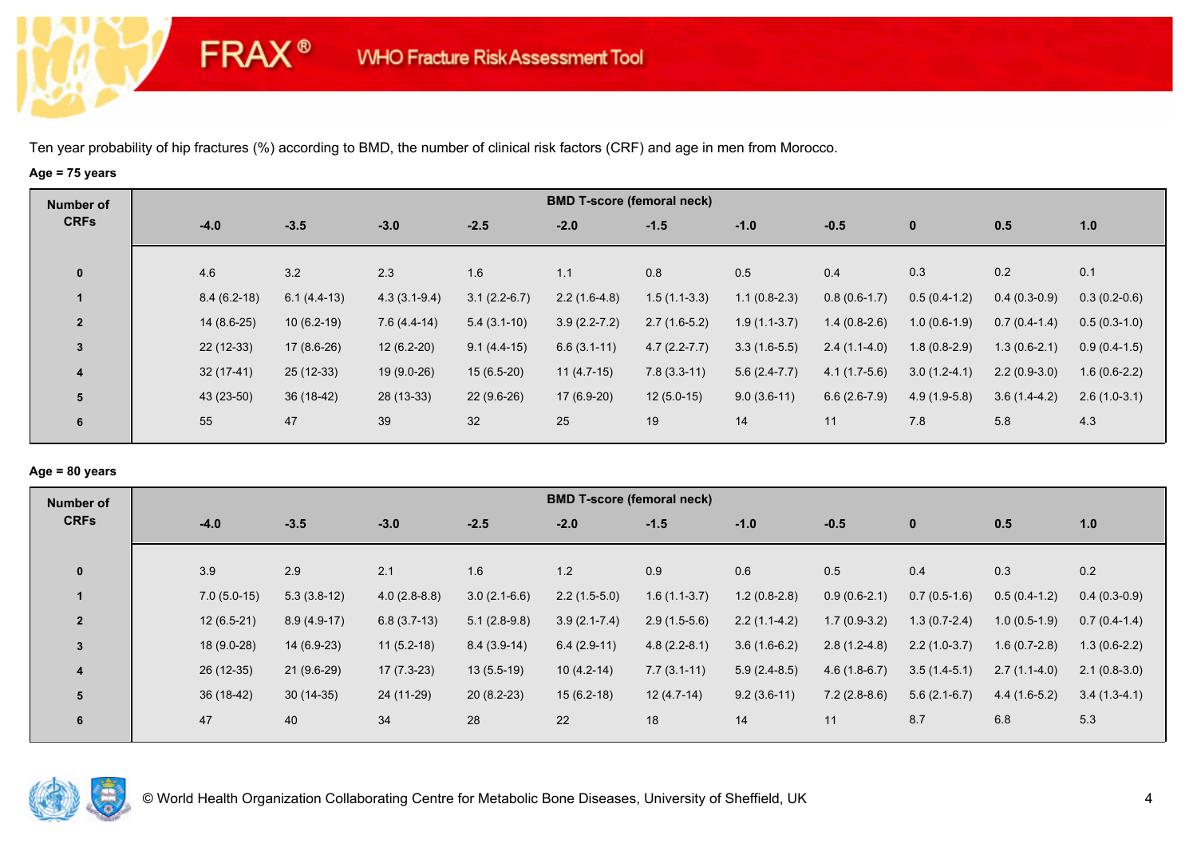Ten year probability of hip fractures (%) according to BMD, the number of clinical risk factors (CRF) and age in men from Morocco.

**Age = 75 years**

| Number of CRFs | BMD T-score (femoral neck) | | | | | | | | | | |
|---|---|---|---|---|---|---|---|---|---|---|---|
| | -4.0 | -3.5 | -3.0 | -2.5 | -2.0 | -1.5 | -1.0 | -0.5 | 0 | 0.5 | 1.0 |
| 0 | 4.6 | 3.2 | 2.3 | 1.6 | 1.1 | 0.8 | 0.5 | 0.4 | 0.3 | 0.2 | 0.1 |
| 1 | 8.4 (6.2-18) | 6.1 (4.4-13) | 4.3 (3.1-9.4) | 3.1 (2.2-6.7) | 2.2 (1.6-4.8) | 1.5 (1.1-3.3) | 1.1 (0.8-2.3) | 0.8 (0.6-1.7) | 0.5 (0.4-1.2) | 0.4 (0.3-0.9) | 0.3 (0.2-0.6) |
| 2 | 14 (8.6-25) | 10 (6.2-19) | 7.6 (4.4-14) | 5.4 (3.1-10) | 3.9 (2.2-7.2) | 2.7 (1.6-5.2) | 1.9 (1.1-3.7) | 1.4 (0.8-2.6) | 1.0 (0.6-1.9) | 0.7 (0.4-1.4) | 0.5 (0.3-1.0) |
| 3 | 22 (12-33) | 17 (8.6-26) | 12 (6.2-20) | 9.1 (4.4-15) | 6.6 (3.1-11) | 4.7 (2.2-7.7) | 3.3 (1.6-5.5) | 2.4 (1.1-4.0) | 1.8 (0.8-2.9) | 1.3 (0.6-2.1) | 0.9 (0.4-1.5) |
| 4 | 32 (17-41) | 25 (12-33) | 19 (9.0-26) | 15 (6.5-20) | 11 (4.7-15) | 7.8 (3.3-11) | 5.6 (2.4-7.7) | 4.1 (1.7-5.6) | 3.0 (1.2-4.1) | 2.2 (0.9-3.0) | 1.6 (0.6-2.2) |
| 5 | 43 (23-50) | 36 (18-42) | 28 (13-33) | 22 (9.6-26) | 17 (6.9-20) | 12 (5.0-15) | 9.0 (3.6-11) | 6.6 (2.6-7.9) | 4.9 (1.9-5.8) | 3.6 (1.4-4.2) | 2.6 (1.0-3.1) |
| 6 | 55 | 47 | 39 | 32 | 25 | 19 | 14 | 11 | 7.8 | 5.8 | 4.3 |

**Age = 80 years**

| Number of CRFs | BMD T-score (femoral neck) | | | | | | | | | | |
|---|---|---|---|---|---|---|---|---|---|---|---|
| | -4.0 | -3.5 | -3.0 | -2.5 | -2.0 | -1.5 | -1.0 | -0.5 | 0 | 0.5 | 1.0 |
| 0 | 3.9 | 2.9 | 2.1 | 1.6 | 1.2 | 0.9 | 0.6 | 0.5 | 0.4 | 0.3 | 0.2 |
| 1 | 7.0 (5.0-15) | 5.3 (3.8-12) | 4.0 (2.8-8.8) | 3.0 (2.1-6.6) | 2.2 (1.5-5.0) | 1.6 (1.1-3.7) | 1.2 (0.8-2.8) | 0.9 (0.6-2.1) | 0.7 (0.5-1.6) | 0.5 (0.4-1.2) | 0.4 (0.3-0.9) |
| 2 | 12 (6.5-21) | 8.9 (4.9-17) | 6.8 (3.7-13) | 5.1 (2.8-9.8) | 3.9 (2.1-7.4) | 2.9 (1.5-5.6) | 2.2 (1.1-4.2) | 1.7 (0.9-3.2) | 1.3 (0.7-2.4) | 1.0 (0.5-1.9) | 0.7 (0.4-1.4) |
| 3 | 18 (9.0-28) | 14 (6.9-23) | 11 (5.2-18) | 8.4 (3.9-14) | 6.4 (2.9-11) | 4.8 (2.2-8.1) | 3.6 (1.6-6.2) | 2.8 (1.2-4.8) | 2.2 (1.0-3.7) | 1.6 (0.7-2.8) | 1.3 (0.6-2.2) |
| 4 | 26 (12-35) | 21 (9.6-29) | 17 (7.3-23) | 13 (5.5-19) | 10 (4.2-14) | 7.7 (3.1-11) | 5.9 (2.4-8.5) | 4.6 (1.8-6.7) | 3.5 (1.4-5.1) | 2.7 (1.1-4.0) | 2.1 (0.8-3.0) |
| 5 | 36 (18-42) | 30 (14-35) | 24 (11-29) | 20 (8.2-23) | 15 (6.2-18) | 12 (4.7-14) | 9.2 (3.6-11) | 7.2 (2.8-8.6) | 5.6 (2.1-6.7) | 4.4 (1.6-5.2) | 3.4 (1.3-4.1) |
| 6 | 47 | 40 | 34 | 28 | 22 | 18 | 14 | 11 | 8.7 | 6.8 | 5.3 |

© World Health Organization Collaborating Centre for Metabolic Bone Diseases, University of Sheffield, UK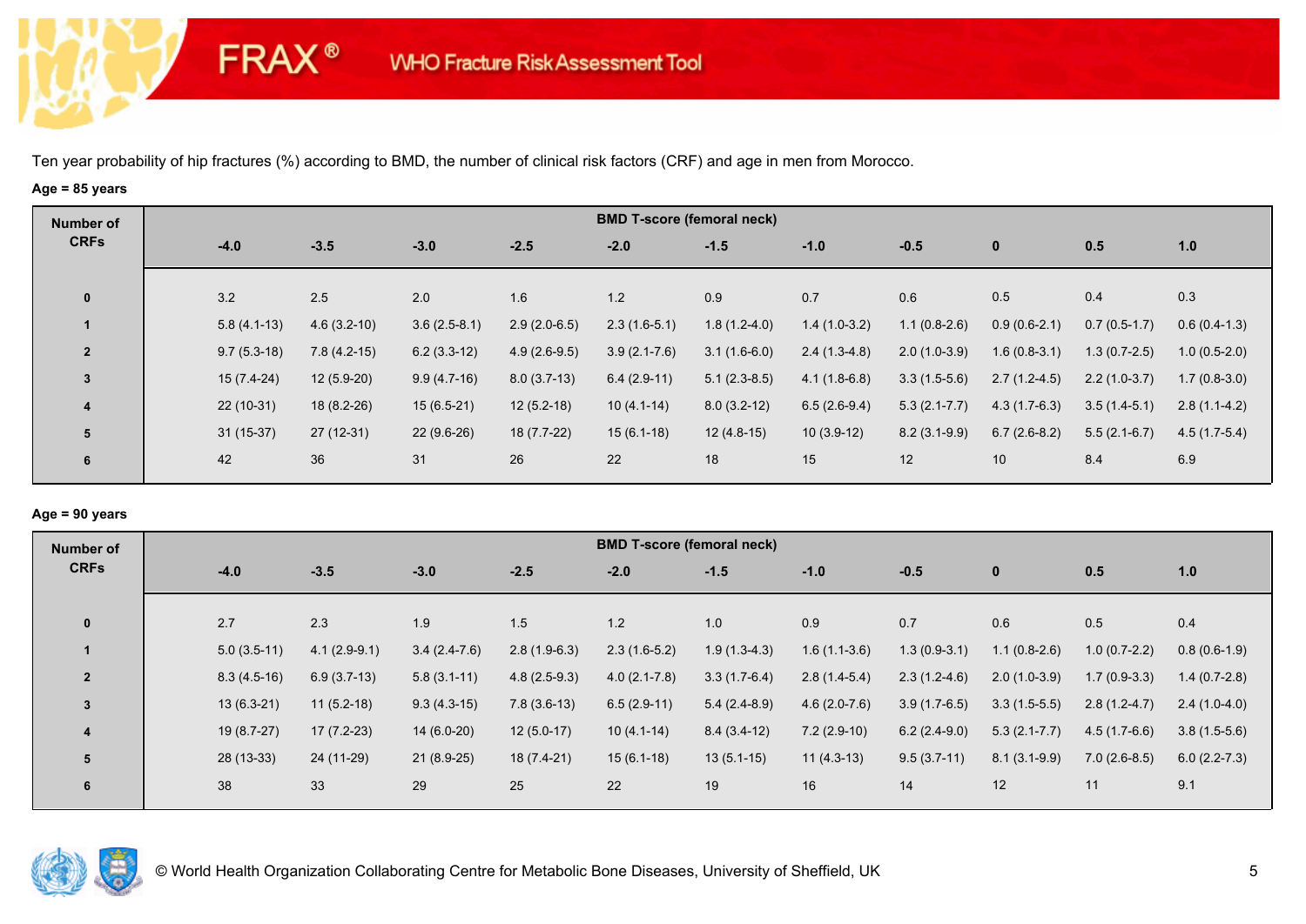# FRAX® WHO Fracture Risk Assessment Tool

Ten year probability of hip fractures (%) according to BMD, the number of clinical risk factors (CRF) and age in men from Morocco.

**Age = 85 years**

| Number of CRFs | BMD T-score (femoral neck) | | | | | | | | | | |
|---|---|---|---|---|---|---|---|---|---|---|---|
| | -4.0 | -3.5 | -3.0 | -2.5 | -2.0 | -1.5 | -1.0 | -0.5 | 0 | 0.5 | 1.0 |
| 0 | 3.2 | 2.5 | 2.0 | 1.6 | 1.2 | 0.9 | 0.7 | 0.6 | 0.5 | 0.4 | 0.3 |
| 1 | 5.8 (4.1-13) | 4.6 (3.2-10) | 3.6 (2.5-8.1) | 2.9 (2.0-6.5) | 2.3 (1.6-5.1) | 1.8 (1.2-4.0) | 1.4 (1.0-3.2) | 1.1 (0.8-2.6) | 0.9 (0.6-2.1) | 0.7 (0.5-1.7) | 0.6 (0.4-1.3) |
| 2 | 9.7 (5.3-18) | 7.8 (4.2-15) | 6.2 (3.3-12) | 4.9 (2.6-9.5) | 3.9 (2.1-7.6) | 3.1 (1.6-6.0) | 2.4 (1.3-4.8) | 2.0 (1.0-3.9) | 1.6 (0.8-3.1) | 1.3 (0.7-2.5) | 1.0 (0.5-2.0) |
| 3 | 15 (7.4-24) | 12 (5.9-20) | 9.9 (4.7-16) | 8.0 (3.7-13) | 6.4 (2.9-11) | 5.1 (2.3-8.5) | 4.1 (1.8-6.8) | 3.3 (1.5-5.6) | 2.7 (1.2-4.5) | 2.2 (1.0-3.7) | 1.7 (0.8-3.0) |
| 4 | 22 (10-31) | 18 (8.2-26) | 15 (6.5-21) | 12 (5.2-18) | 10 (4.1-14) | 8.0 (3.2-12) | 6.5 (2.6-9.4) | 5.3 (2.1-7.7) | 4.3 (1.7-6.3) | 3.5 (1.4-5.1) | 2.8 (1.1-4.2) |
| 5 | 31 (15-37) | 27 (12-31) | 22 (9.6-26) | 18 (7.7-22) | 15 (6.1-18) | 12 (4.8-15) | 10 (3.9-12) | 8.2 (3.1-9.9) | 6.7 (2.6-8.2) | 5.5 (2.1-6.7) | 4.5 (1.7-5.4) |
| 6 | 42 | 36 | 31 | 26 | 22 | 18 | 15 | 12 | 10 | 8.4 | 6.9 |

**Age = 90 years**

| Number of CRFs | BMD T-score (femoral neck) | | | | | | | | | | |
|---|---|---|---|---|---|---|---|---|---|---|---|
| | -4.0 | -3.5 | -3.0 | -2.5 | -2.0 | -1.5 | -1.0 | -0.5 | 0 | 0.5 | 1.0 |
| 0 | 2.7 | 2.3 | 1.9 | 1.5 | 1.2 | 1.0 | 0.9 | 0.7 | 0.6 | 0.5 | 0.4 |
| 1 | 5.0 (3.5-11) | 4.1 (2.9-9.1) | 3.4 (2.4-7.6) | 2.8 (1.9-6.3) | 2.3 (1.6-5.2) | 1.9 (1.3-4.3) | 1.6 (1.1-3.6) | 1.3 (0.9-3.1) | 1.1 (0.8-2.6) | 1.0 (0.7-2.2) | 0.8 (0.6-1.9) |
| 2 | 8.3 (4.5-16) | 6.9 (3.7-13) | 5.8 (3.1-11) | 4.8 (2.5-9.3) | 4.0 (2.1-7.8) | 3.3 (1.7-6.4) | 2.8 (1.4-5.4) | 2.3 (1.2-4.6) | 2.0 (1.0-3.9) | 1.7 (0.9-3.3) | 1.4 (0.7-2.8) |
| 3 | 13 (6.3-21) | 11 (5.2-18) | 9.3 (4.3-15) | 7.8 (3.6-13) | 6.5 (2.9-11) | 5.4 (2.4-8.9) | 4.6 (2.0-7.6) | 3.9 (1.7-6.5) | 3.3 (1.5-5.5) | 2.8 (1.2-4.7) | 2.4 (1.0-4.0) |
| 4 | 19 (8.7-27) | 17 (7.2-23) | 14 (6.0-20) | 12 (5.0-17) | 10 (4.1-14) | 8.4 (3.4-12) | 7.2 (2.9-10) | 6.2 (2.4-9.0) | 5.3 (2.1-7.7) | 4.5 (1.7-6.6) | 3.8 (1.5-5.6) |
| 5 | 28 (13-33) | 24 (11-29) | 21 (8.9-25) | 18 (7.4-21) | 15 (6.1-18) | 13 (5.1-15) | 11 (4.3-13) | 9.5 (3.7-11) | 8.1 (3.1-9.9) | 7.0 (2.6-8.5) | 6.0 (2.2-7.3) |
| 6 | 38 | 33 | 29 | 25 | 22 | 19 | 16 | 14 | 12 | 11 | 9.1 |

© World Health Organization Collaborating Centre for Metabolic Bone Diseases, University of Sheffield, UK